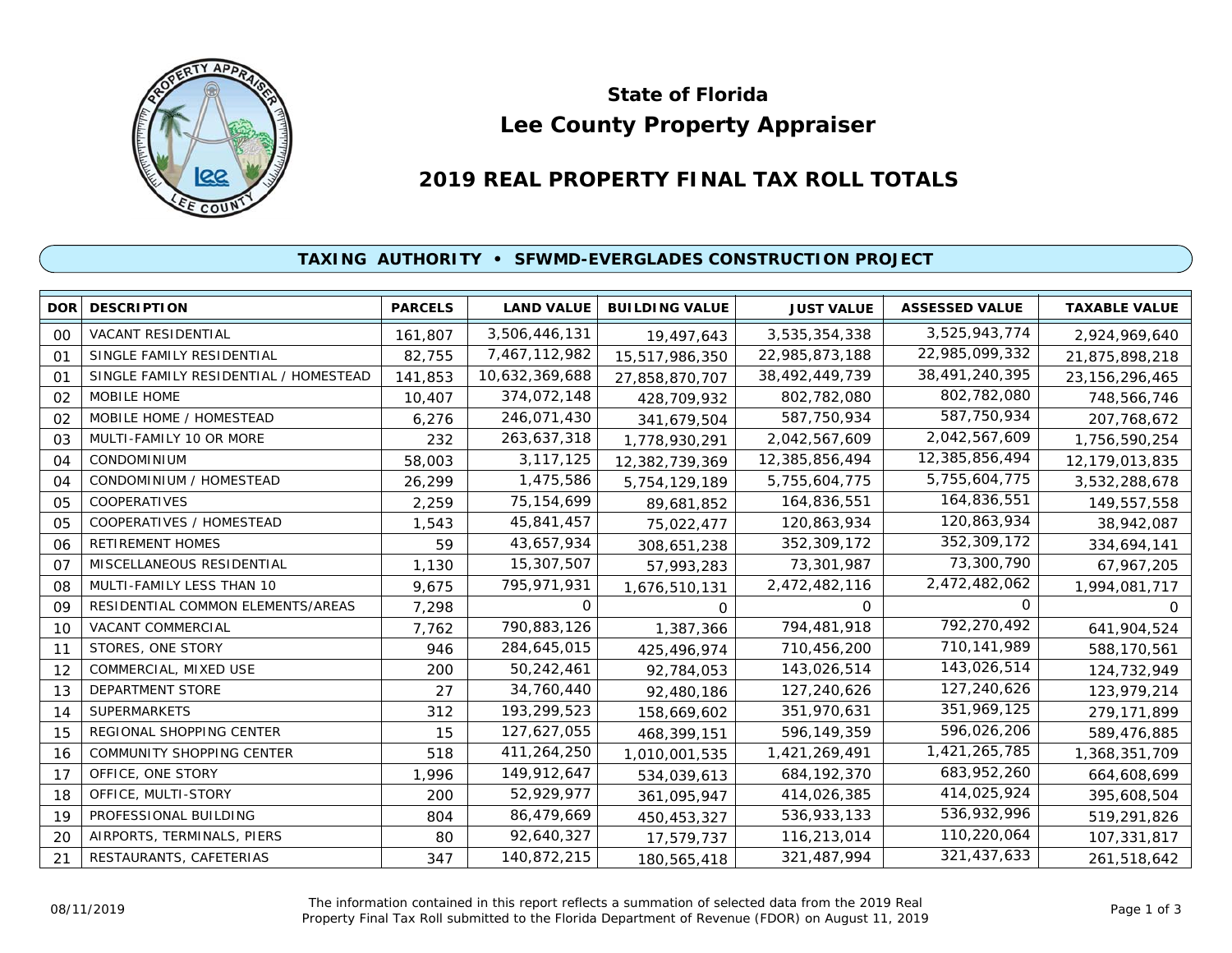# State of Florida
# Lee County Property Appraiser

## 2019 REAL PROPERTY FINAL TAX ROLL TOTALS

### TAXING AUTHORITY • SFWMD-EVERGLADES CONSTRUCTION PROJECT

| DOR | DESCRIPTION | PARCELS | LAND VALUE | BUILDING VALUE | JUST VALUE | ASSESSED VALUE | TAXABLE VALUE |
|---|---|---|---|---|---|---|---|
| 00 | VACANT RESIDENTIAL | 161,807 | 3,506,446,131 | 19,497,643 | 3,535,354,338 | 3,525,943,774 | 2,924,969,640 |
| 01 | SINGLE FAMILY RESIDENTIAL | 82,755 | 7,467,112,982 | 15,517,986,350 | 22,985,873,188 | 22,985,099,332 | 21,875,898,218 |
| 01 | SINGLE FAMILY RESIDENTIAL / HOMESTEAD | 141,853 | 10,632,369,688 | 27,858,870,707 | 38,492,449,739 | 38,491,240,395 | 23,156,296,465 |
| 02 | MOBILE HOME | 10,407 | 374,072,148 | 428,709,932 | 802,782,080 | 802,782,080 | 748,566,746 |
| 02 | MOBILE HOME / HOMESTEAD | 6,276 | 246,071,430 | 341,679,504 | 587,750,934 | 587,750,934 | 207,768,672 |
| 03 | MULTI-FAMILY 10 OR MORE | 232 | 263,637,318 | 1,778,930,291 | 2,042,567,609 | 2,042,567,609 | 1,756,590,254 |
| 04 | CONDOMINIUM | 58,003 | 3,117,125 | 12,382,739,369 | 12,385,856,494 | 12,385,856,494 | 12,179,013,835 |
| 04 | CONDOMINIUM / HOMESTEAD | 26,299 | 1,475,586 | 5,754,129,189 | 5,755,604,775 | 5,755,604,775 | 3,532,288,678 |
| 05 | COOPERATIVES | 2,259 | 75,154,699 | 89,681,852 | 164,836,551 | 164,836,551 | 149,557,558 |
| 05 | COOPERATIVES / HOMESTEAD | 1,543 | 45,841,457 | 75,022,477 | 120,863,934 | 120,863,934 | 38,942,087 |
| 06 | RETIREMENT HOMES | 59 | 43,657,934 | 308,651,238 | 352,309,172 | 352,309,172 | 334,694,141 |
| 07 | MISCELLANEOUS RESIDENTIAL | 1,130 | 15,307,507 | 57,993,283 | 73,301,987 | 73,300,790 | 67,967,205 |
| 08 | MULTI-FAMILY LESS THAN 10 | 9,675 | 795,971,931 | 1,676,510,131 | 2,472,482,116 | 2,472,482,062 | 1,994,081,717 |
| 09 | RESIDENTIAL COMMON ELEMENTS/AREAS | 7,298 | 0 | 0 | 0 | 0 | 0 |
| 10 | VACANT COMMERCIAL | 7,762 | 790,883,126 | 1,387,366 | 794,481,918 | 792,270,492 | 641,904,524 |
| 11 | STORES, ONE STORY | 946 | 284,645,015 | 425,496,974 | 710,456,200 | 710,141,989 | 588,170,561 |
| 12 | COMMERCIAL, MIXED USE | 200 | 50,242,461 | 92,784,053 | 143,026,514 | 143,026,514 | 124,732,949 |
| 13 | DEPARTMENT STORE | 27 | 34,760,440 | 92,480,186 | 127,240,626 | 127,240,626 | 123,979,214 |
| 14 | SUPERMARKETS | 312 | 193,299,523 | 158,669,602 | 351,970,631 | 351,969,125 | 279,171,899 |
| 15 | REGIONAL SHOPPING CENTER | 15 | 127,627,055 | 468,399,151 | 596,149,359 | 596,026,206 | 589,476,885 |
| 16 | COMMUNITY SHOPPING CENTER | 518 | 411,264,250 | 1,010,001,535 | 1,421,269,491 | 1,421,265,785 | 1,368,351,709 |
| 17 | OFFICE, ONE STORY | 1,996 | 149,912,647 | 534,039,613 | 684,192,370 | 683,952,260 | 664,608,699 |
| 18 | OFFICE, MULTI-STORY | 200 | 52,929,977 | 361,095,947 | 414,026,385 | 414,025,924 | 395,608,504 |
| 19 | PROFESSIONAL BUILDING | 804 | 86,479,669 | 450,453,327 | 536,933,133 | 536,932,996 | 519,291,826 |
| 20 | AIRPORTS, TERMINALS, PIERS | 80 | 92,640,327 | 17,579,737 | 116,213,014 | 110,220,064 | 107,331,817 |
| 21 | RESTAURANTS, CAFETERIAS | 347 | 140,872,215 | 180,565,418 | 321,487,994 | 321,437,633 | 261,518,642 |

08/11/2019

The information contained in this report reflects a summation of selected data from the 2019 Real Property Final Tax Roll submitted to the Florida Department of Revenue (FDOR) on August 11, 2019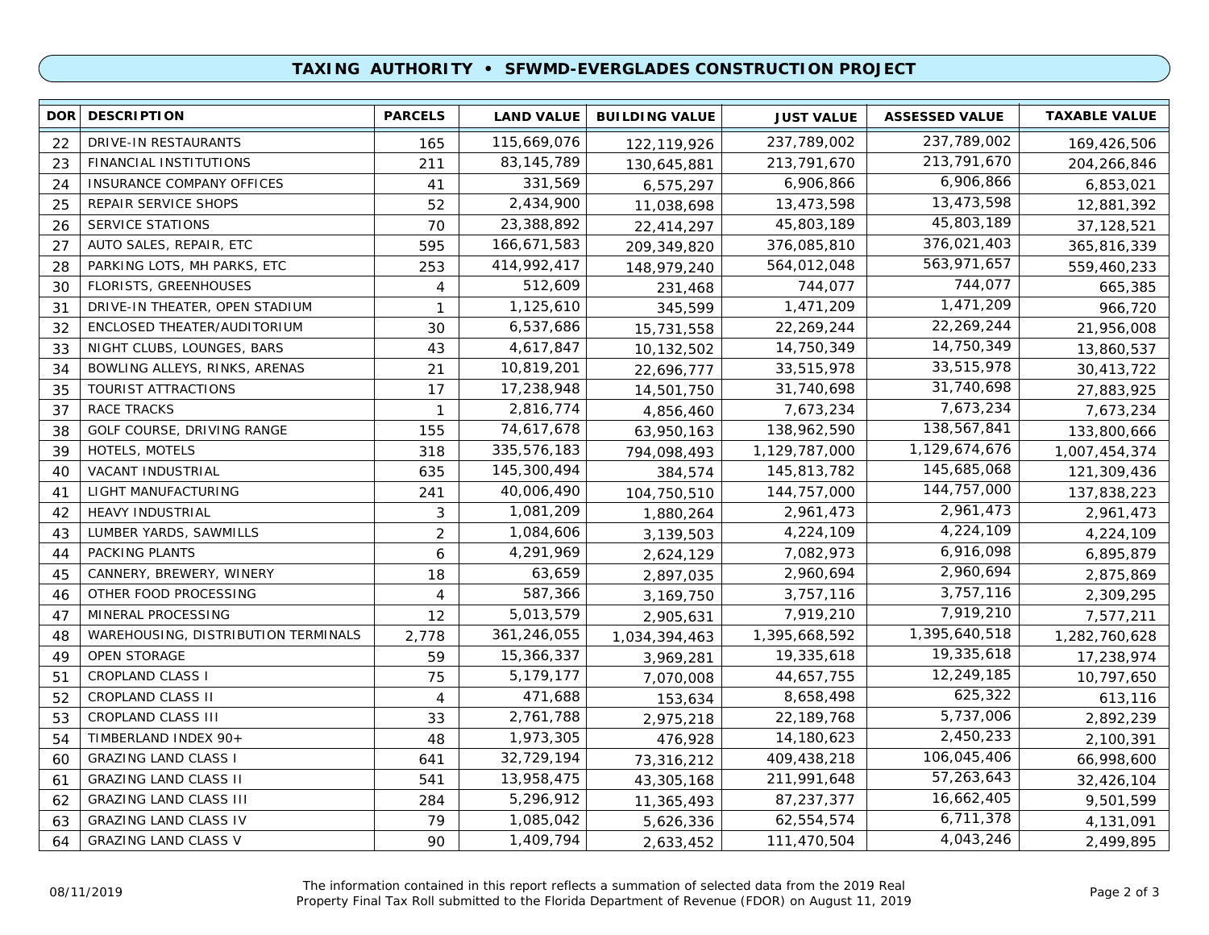## TAXING AUTHORITY • SFWMD-EVERGLADES CONSTRUCTION PROJECT

| DOR | DESCRIPTION | PARCELS | LAND VALUE | BUILDING VALUE | JUST VALUE | ASSESSED VALUE | TAXABLE VALUE |
|---|---|---|---|---|---|---|---|
| 22 | DRIVE-IN RESTAURANTS | 165 | 115,669,076 | 122,119,926 | 237,789,002 | 237,789,002 | 169,426,506 |
| 23 | FINANCIAL INSTITUTIONS | 211 | 83,145,789 | 130,645,881 | 213,791,670 | 213,791,670 | 204,266,846 |
| 24 | INSURANCE COMPANY OFFICES | 41 | 331,569 | 6,575,297 | 6,906,866 | 6,906,866 | 6,853,021 |
| 25 | REPAIR SERVICE SHOPS | 52 | 2,434,900 | 11,038,698 | 13,473,598 | 13,473,598 | 12,881,392 |
| 26 | SERVICE STATIONS | 70 | 23,388,892 | 22,414,297 | 45,803,189 | 45,803,189 | 37,128,521 |
| 27 | AUTO SALES, REPAIR, ETC | 595 | 166,671,583 | 209,349,820 | 376,085,810 | 376,021,403 | 365,816,339 |
| 28 | PARKING LOTS, MH PARKS, ETC | 253 | 414,992,417 | 148,979,240 | 564,012,048 | 563,971,657 | 559,460,233 |
| 30 | FLORISTS, GREENHOUSES | 4 | 512,609 | 231,468 | 744,077 | 744,077 | 665,385 |
| 31 | DRIVE-IN THEATER, OPEN STADIUM | 1 | 1,125,610 | 345,599 | 1,471,209 | 1,471,209 | 966,720 |
| 32 | ENCLOSED THEATER/AUDITORIUM | 30 | 6,537,686 | 15,731,558 | 22,269,244 | 22,269,244 | 21,956,008 |
| 33 | NIGHT CLUBS, LOUNGES, BARS | 43 | 4,617,847 | 10,132,502 | 14,750,349 | 14,750,349 | 13,860,537 |
| 34 | BOWLING ALLEYS, RINKS, ARENAS | 21 | 10,819,201 | 22,696,777 | 33,515,978 | 33,515,978 | 30,413,722 |
| 35 | TOURIST ATTRACTIONS | 17 | 17,238,948 | 14,501,750 | 31,740,698 | 31,740,698 | 27,883,925 |
| 37 | RACE TRACKS | 1 | 2,816,774 | 4,856,460 | 7,673,234 | 7,673,234 | 7,673,234 |
| 38 | GOLF COURSE, DRIVING RANGE | 155 | 74,617,678 | 63,950,163 | 138,962,590 | 138,567,841 | 133,800,666 |
| 39 | HOTELS, MOTELS | 318 | 335,576,183 | 794,098,493 | 1,129,787,000 | 1,129,674,676 | 1,007,454,374 |
| 40 | VACANT INDUSTRIAL | 635 | 145,300,494 | 384,574 | 145,813,782 | 145,685,068 | 121,309,436 |
| 41 | LIGHT MANUFACTURING | 241 | 40,006,490 | 104,750,510 | 144,757,000 | 144,757,000 | 137,838,223 |
| 42 | HEAVY INDUSTRIAL | 3 | 1,081,209 | 1,880,264 | 2,961,473 | 2,961,473 | 2,961,473 |
| 43 | LUMBER YARDS, SAWMILLS | 2 | 1,084,606 | 3,139,503 | 4,224,109 | 4,224,109 | 4,224,109 |
| 44 | PACKING PLANTS | 6 | 4,291,969 | 2,624,129 | 7,082,973 | 6,916,098 | 6,895,879 |
| 45 | CANNERY, BREWERY, WINERY | 18 | 63,659 | 2,897,035 | 2,960,694 | 2,960,694 | 2,875,869 |
| 46 | OTHER FOOD PROCESSING | 4 | 587,366 | 3,169,750 | 3,757,116 | 3,757,116 | 2,309,295 |
| 47 | MINERAL PROCESSING | 12 | 5,013,579 | 2,905,631 | 7,919,210 | 7,919,210 | 7,577,211 |
| 48 | WAREHOUSING, DISTRIBUTION TERMINALS | 2,778 | 361,246,055 | 1,034,394,463 | 1,395,668,592 | 1,395,640,518 | 1,282,760,628 |
| 49 | OPEN STORAGE | 59 | 15,366,337 | 3,969,281 | 19,335,618 | 19,335,618 | 17,238,974 |
| 51 | CROPLAND CLASS I | 75 | 5,179,177 | 7,070,008 | 44,657,755 | 12,249,185 | 10,797,650 |
| 52 | CROPLAND CLASS II | 4 | 471,688 | 153,634 | 8,658,498 | 625,322 | 613,116 |
| 53 | CROPLAND CLASS III | 33 | 2,761,788 | 2,975,218 | 22,189,768 | 5,737,006 | 2,892,239 |
| 54 | TIMBERLAND INDEX 90+ | 48 | 1,973,305 | 476,928 | 14,180,623 | 2,450,233 | 2,100,391 |
| 60 | GRAZING LAND CLASS I | 641 | 32,729,194 | 73,316,212 | 409,438,218 | 106,045,406 | 66,998,600 |
| 61 | GRAZING LAND CLASS II | 541 | 13,958,475 | 43,305,168 | 211,991,648 | 57,263,643 | 32,426,104 |
| 62 | GRAZING LAND CLASS III | 284 | 5,296,912 | 11,365,493 | 87,237,377 | 16,662,405 | 9,501,599 |
| 63 | GRAZING LAND CLASS IV | 79 | 1,085,042 | 5,626,336 | 62,554,574 | 6,711,378 | 4,131,091 |
| 64 | GRAZING LAND CLASS V | 90 | 1,409,794 | 2,633,452 | 111,470,504 | 4,043,246 | 2,499,895 |

08/11/2019

The information contained in this report reflects a summation of selected data from the 2019 Real Property Final Tax Roll submitted to the Florida Department of Revenue (FDOR) on August 11, 2019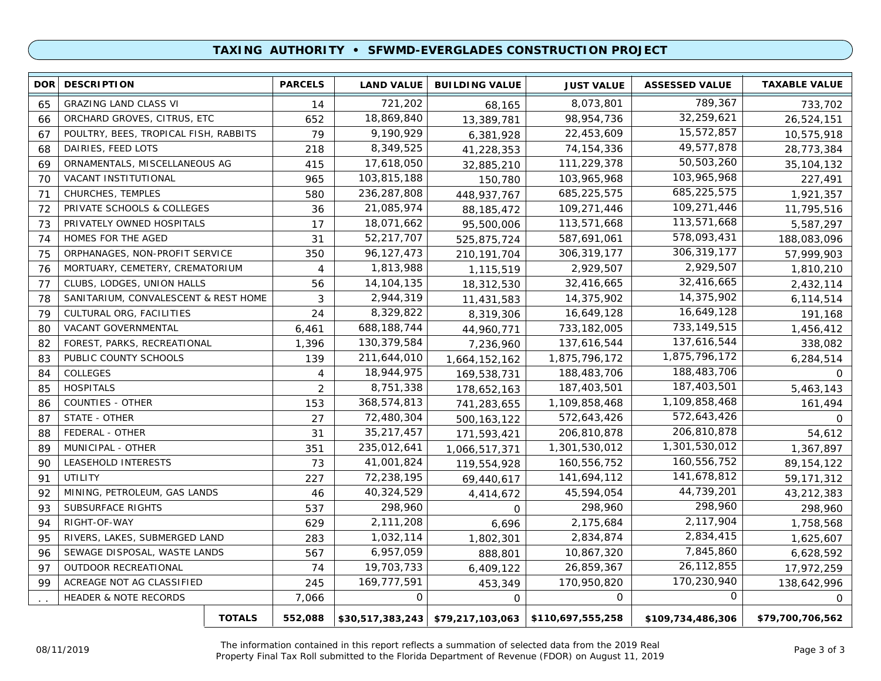## TAXING AUTHORITY • SFWMD-EVERGLADES CONSTRUCTION PROJECT

| DOR | DESCRIPTION | PARCELS | LAND VALUE | BUILDING VALUE | JUST VALUE | ASSESSED VALUE | TAXABLE VALUE |
|---|---|---|---|---|---|---|---|
| 65 | GRAZING LAND CLASS VI | 14 | 721,202 | 68,165 | 8,073,801 | 789,367 | 733,702 |
| 66 | ORCHARD GROVES, CITRUS, ETC | 652 | 18,869,840 | 13,389,781 | 98,954,736 | 32,259,621 | 26,524,151 |
| 67 | POULTRY, BEES, TROPICAL FISH, RABBITS | 79 | 9,190,929 | 6,381,928 | 22,453,609 | 15,572,857 | 10,575,918 |
| 68 | DAIRIES, FEED LOTS | 218 | 8,349,525 | 41,228,353 | 74,154,336 | 49,577,878 | 28,773,384 |
| 69 | ORNAMENTALS, MISCELLANEOUS AG | 415 | 17,618,050 | 32,885,210 | 111,229,378 | 50,503,260 | 35,104,132 |
| 70 | VACANT INSTITUTIONAL | 965 | 103,815,188 | 150,780 | 103,965,968 | 103,965,968 | 227,491 |
| 71 | CHURCHES, TEMPLES | 580 | 236,287,808 | 448,937,767 | 685,225,575 | 685,225,575 | 1,921,357 |
| 72 | PRIVATE SCHOOLS & COLLEGES | 36 | 21,085,974 | 88,185,472 | 109,271,446 | 109,271,446 | 11,795,516 |
| 73 | PRIVATELY OWNED HOSPITALS | 17 | 18,071,662 | 95,500,006 | 113,571,668 | 113,571,668 | 5,587,297 |
| 74 | HOMES FOR THE AGED | 31 | 52,217,707 | 525,875,724 | 587,691,061 | 578,093,431 | 188,083,096 |
| 75 | ORPHANAGES, NON-PROFIT SERVICE | 350 | 96,127,473 | 210,191,704 | 306,319,177 | 306,319,177 | 57,999,903 |
| 76 | MORTUARY, CEMETERY, CREMATORIUM | 4 | 1,813,988 | 1,115,519 | 2,929,507 | 2,929,507 | 1,810,210 |
| 77 | CLUBS, LODGES, UNION HALLS | 56 | 14,104,135 | 18,312,530 | 32,416,665 | 32,416,665 | 2,432,114 |
| 78 | SANITARIUM, CONVALESCENT & REST HOME | 3 | 2,944,319 | 11,431,583 | 14,375,902 | 14,375,902 | 6,114,514 |
| 79 | CULTURAL ORG, FACILITIES | 24 | 8,329,822 | 8,319,306 | 16,649,128 | 16,649,128 | 191,168 |
| 80 | VACANT GOVERNMENTAL | 6,461 | 688,188,744 | 44,960,771 | 733,182,005 | 733,149,515 | 1,456,412 |
| 82 | FOREST, PARKS, RECREATIONAL | 1,396 | 130,379,584 | 7,236,960 | 137,616,544 | 137,616,544 | 338,082 |
| 83 | PUBLIC COUNTY SCHOOLS | 139 | 211,644,010 | 1,664,152,162 | 1,875,796,172 | 1,875,796,172 | 6,284,514 |
| 84 | COLLEGES | 4 | 18,944,975 | 169,538,731 | 188,483,706 | 188,483,706 | 0 |
| 85 | HOSPITALS | 2 | 8,751,338 | 178,652,163 | 187,403,501 | 187,403,501 | 5,463,143 |
| 86 | COUNTIES - OTHER | 153 | 368,574,813 | 741,283,655 | 1,109,858,468 | 1,109,858,468 | 161,494 |
| 87 | STATE - OTHER | 27 | 72,480,304 | 500,163,122 | 572,643,426 | 572,643,426 | 0 |
| 88 | FEDERAL - OTHER | 31 | 35,217,457 | 171,593,421 | 206,810,878 | 206,810,878 | 54,612 |
| 89 | MUNICIPAL - OTHER | 351 | 235,012,641 | 1,066,517,371 | 1,301,530,012 | 1,301,530,012 | 1,367,897 |
| 90 | LEASEHOLD INTERESTS | 73 | 41,001,824 | 119,554,928 | 160,556,752 | 160,556,752 | 89,154,122 |
| 91 | UTILITY | 227 | 72,238,195 | 69,440,617 | 141,694,112 | 141,678,812 | 59,171,312 |
| 92 | MINING, PETROLEUM, GAS LANDS | 46 | 40,324,529 | 4,414,672 | 45,594,054 | 44,739,201 | 43,212,383 |
| 93 | SUBSURFACE RIGHTS | 537 | 298,960 | 0 | 298,960 | 298,960 | 298,960 |
| 94 | RIGHT-OF-WAY | 629 | 2,111,208 | 6,696 | 2,175,684 | 2,117,904 | 1,758,568 |
| 95 | RIVERS, LAKES, SUBMERGED LAND | 283 | 1,032,114 | 1,802,301 | 2,834,874 | 2,834,415 | 1,625,607 |
| 96 | SEWAGE DISPOSAL, WASTE LANDS | 567 | 6,957,059 | 888,801 | 10,867,320 | 7,845,860 | 6,628,592 |
| 97 | OUTDOOR RECREATIONAL | 74 | 19,703,733 | 6,409,122 | 26,859,367 | 26,112,855 | 17,972,259 |
| 99 | ACREAGE NOT AG CLASSIFIED | 245 | 169,777,591 | 453,349 | 170,950,820 | 170,230,940 | 138,642,996 |
| .. | HEADER & NOTE RECORDS | 7,066 | 0 | 0 | 0 | 0 | 0 |
| | **TOTALS** | **552,088** | **$30,517,383,243** | **$79,217,103,063** | **$110,697,555,258** | **$109,734,486,306** | **$79,700,706,562** |

08/11/2019

The information contained in this report reflects a summation of selected data from the 2019 Real Property Final Tax Roll submitted to the Florida Department of Revenue (FDOR) on August 11, 2019